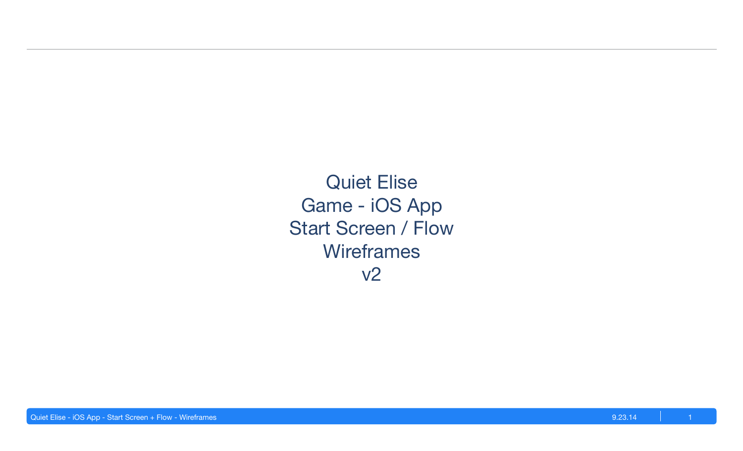# Quiet Elise
# Game - iOS App
# Start Screen / Flow
# Wireframes
# v2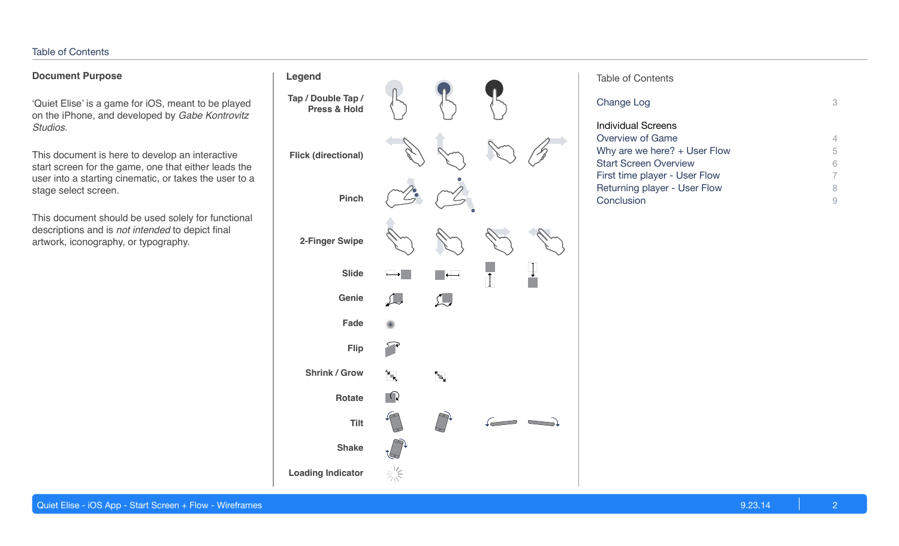## Document Purpose

'Quiet Elise' is a game for iOS, meant to be played on the iPhone, and developed by *Gabe Kontrovitz Studios*.

This document is here to develop an interactive start screen for the game, one that either leads the user into a starting cinematic, or takes the user to a stage select screen.

This document should be used solely for functional descriptions and is *not intended* to depict final artwork, iconography, or typography.

## Legend

**Tap / Double Tap / Press & Hold**

**Flick (directional)**

**Pinch**

**2-Finger Swipe**

**Slide**

**Genie**

**Fade**

**Flip**

**Shrink / Grow**

**Rotate**

**Tilt**

**Shake**

**Loading Indicator**

## Table of Contents

| | |
|---|---|
| Change Log | 3 |
| **Individual Screens** | |
| Overview of Game | 4 |
| Why are we here? + User Flow | 5 |
| Start Screen Overview | 6 |
| First time player - User Flow | 7 |
| Returning player - User Flow | 8 |
| Conclusion | 9 |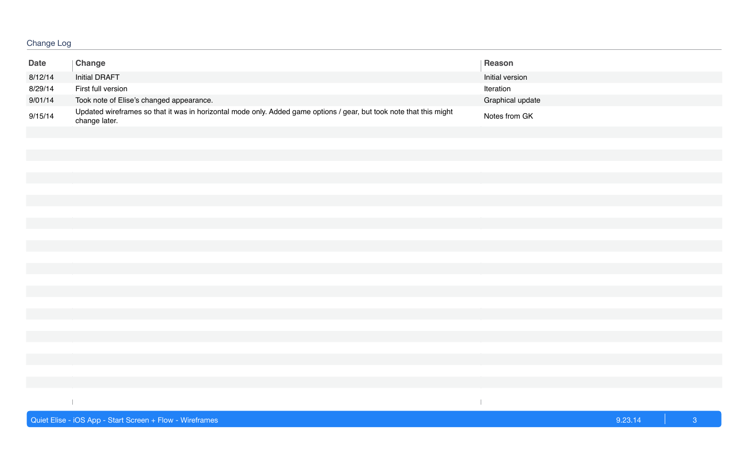## Change Log

| Date | Change | Reason |
|---|---|---|
| 8/12/14 | Initial DRAFT | Initial version |
| 8/29/14 | First full version | Iteration |
| 9/01/14 | Took note of Elise's changed appearance. | Graphical update |
| 9/15/14 | Updated wireframes so that it was in horizontal mode only. Added game options / gear, but took note that this might change later. | Notes from GK |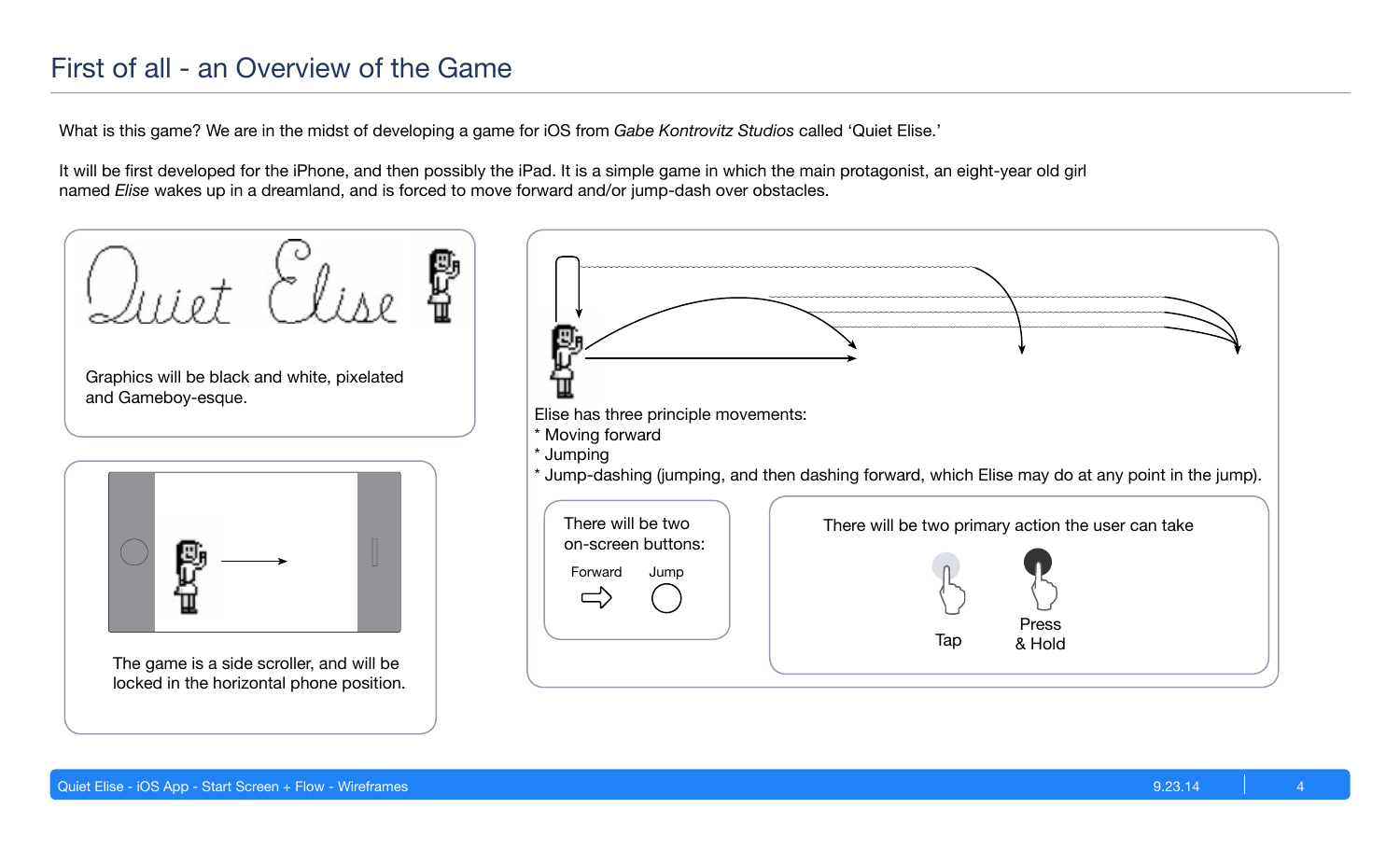# First of all - an Overview of the Game

What is this game? We are in the midst of developing a game for iOS from *Gabe Kontrovitz Studios* called 'Quiet Elise.'

It will be first developed for the iPhone, and then possibly the iPad. It is a simple game in which the main protagonist, an eight-year old girl named *Elise* wakes up in a dreamland, and is forced to move forward and/or jump-dash over obstacles.

Quiet Elise

Graphics will be black and white, pixelated and Gameboy-esque.

The game is a side scroller, and will be locked in the horizontal phone position.

Elise has three principle movements:
* Moving forward
* Jumping
* Jump-dashing (jumping, and then dashing forward, which Elise may do at any point in the jump).

There will be two on-screen buttons:

Forward

Jump

There will be two primary action the user can take

Tap

Press & Hold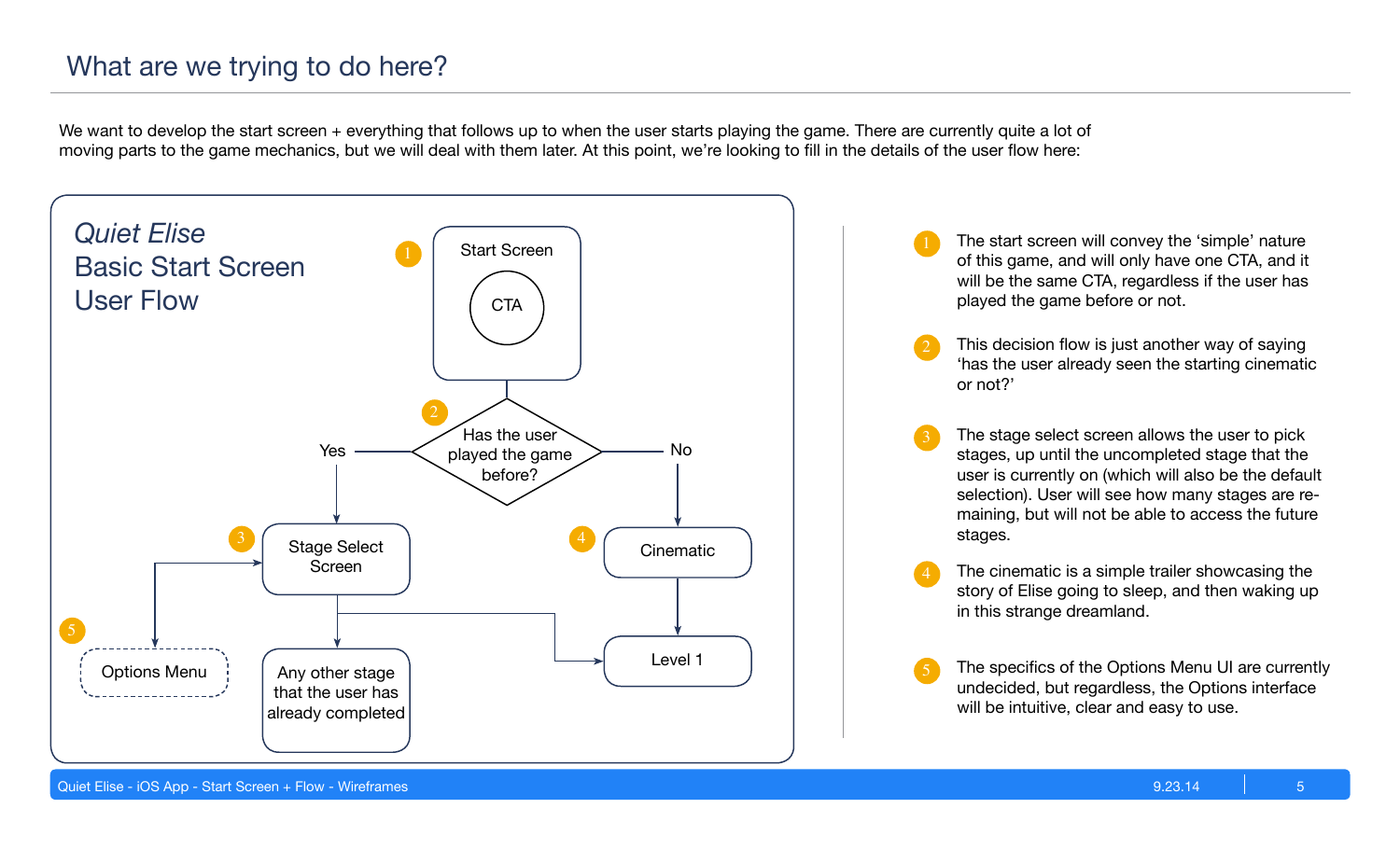# What are we trying to do here?

We want to develop the start screen + everything that follows up to when the user starts playing the game. There are currently quite a lot of moving parts to the game mechanics, but we will deal with them later. At this point, we're looking to fill in the details of the user flow here:

*Quiet Elise*
Basic Start Screen
User Flow

1 Start Screen
CTA

2 Has the user played the game before?

Yes → 3 Stage Select Screen

No → 4 Cinematic → Level 1

Stage Select Screen → 5 Options Menu
Stage Select Screen → Any other stage that the user has already completed
Stage Select Screen → Level 1

1. The start screen will convey the 'simple' nature of this game, and will only have one CTA, and it will be the same CTA, regardless if the user has played the game before or not.
2. This decision flow is just another way of saying 'has the user already seen the starting cinematic or not?'
3. The stage select screen allows the user to pick stages, up until the uncompleted stage that the user is currently on (which will also be the default selection). User will see how many stages are remaining, but will not be able to access the future stages.
4. The cinematic is a simple trailer showcasing the story of Elise going to sleep, and then waking up in this strange dreamland.
5. The specifics of the Options Menu UI are currently undecided, but regardless, the Options interface will be intuitive, clear and easy to use.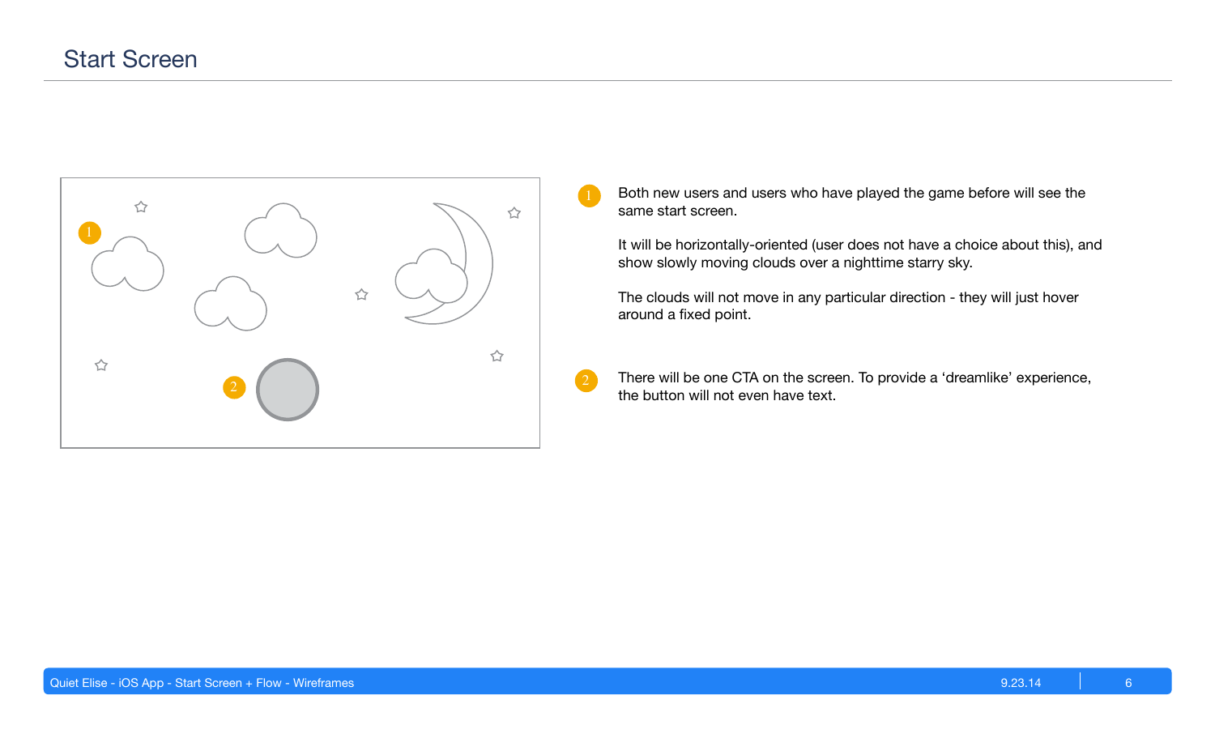# Start Screen

1. Both new users and users who have played the game before will see the same start screen.

   It will be horizontally-oriented (user does not have a choice about this), and show slowly moving clouds over a nighttime starry sky.

   The clouds will not move in any particular direction - they will just hover around a fixed point.

2. There will be one CTA on the screen. To provide a 'dreamlike' experience, the button will not even have text.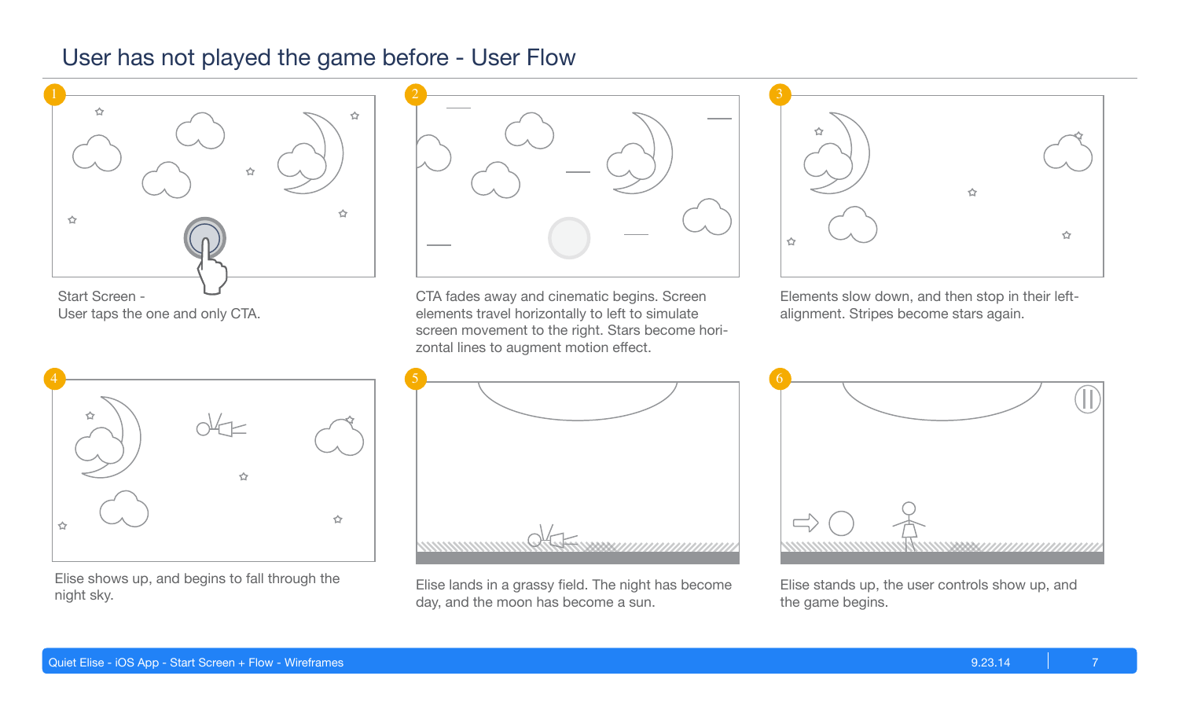# User has not played the game before - User Flow

1

Start Screen -
User taps the one and only CTA.

2

CTA fades away and cinematic begins. Screen elements travel horizontally to left to simulate screen movement to the right. Stars become horizontal lines to augment motion effect.

3

Elements slow down, and then stop in their left-alignment. Stripes become stars again.

4

Elise shows up, and begins to fall through the night sky.

5

Elise lands in a grassy field. The night has become day, and the moon has become a sun.

6

Elise stands up, the user controls show up, and the game begins.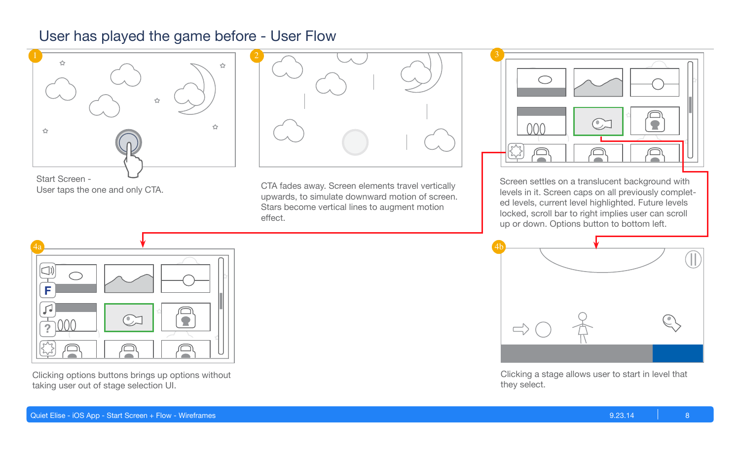# User has played the game before - User Flow

**1**

Start Screen -
User taps the one and only CTA.

**2**

CTA fades away. Screen elements travel vertically upwards, to simulate downward motion of screen. Stars become vertical lines to augment motion effect.

**3**

Screen settles on a translucent background with levels in it. Screen caps on all previously completed levels, current level highlighted. Future levels locked, scroll bar to right implies user can scroll up or down. Options button to bottom left.

**4a**

Clicking options buttons brings up options without taking user out of stage selection UI.

**4b**

Clicking a stage allows user to start in level that they select.

Quiet Elise - iOS App - Start Screen + Flow - Wireframes | 9.23.14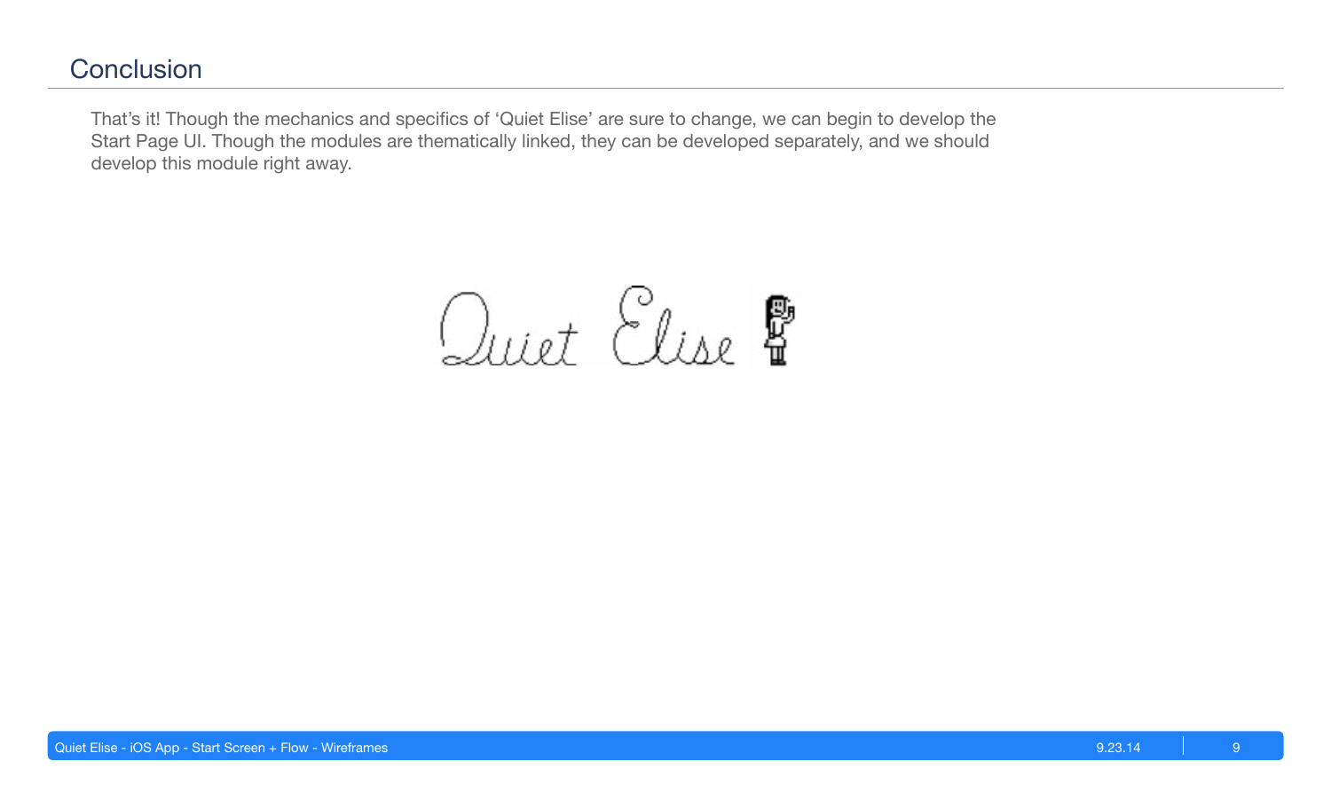# Conclusion

That's it! Though the mechanics and specifics of 'Quiet Elise' are sure to change, we can begin to develop the Start Page UI. Though the modules are thematically linked, they can be developed separately, and we should develop this module right away.

Quiet Elise